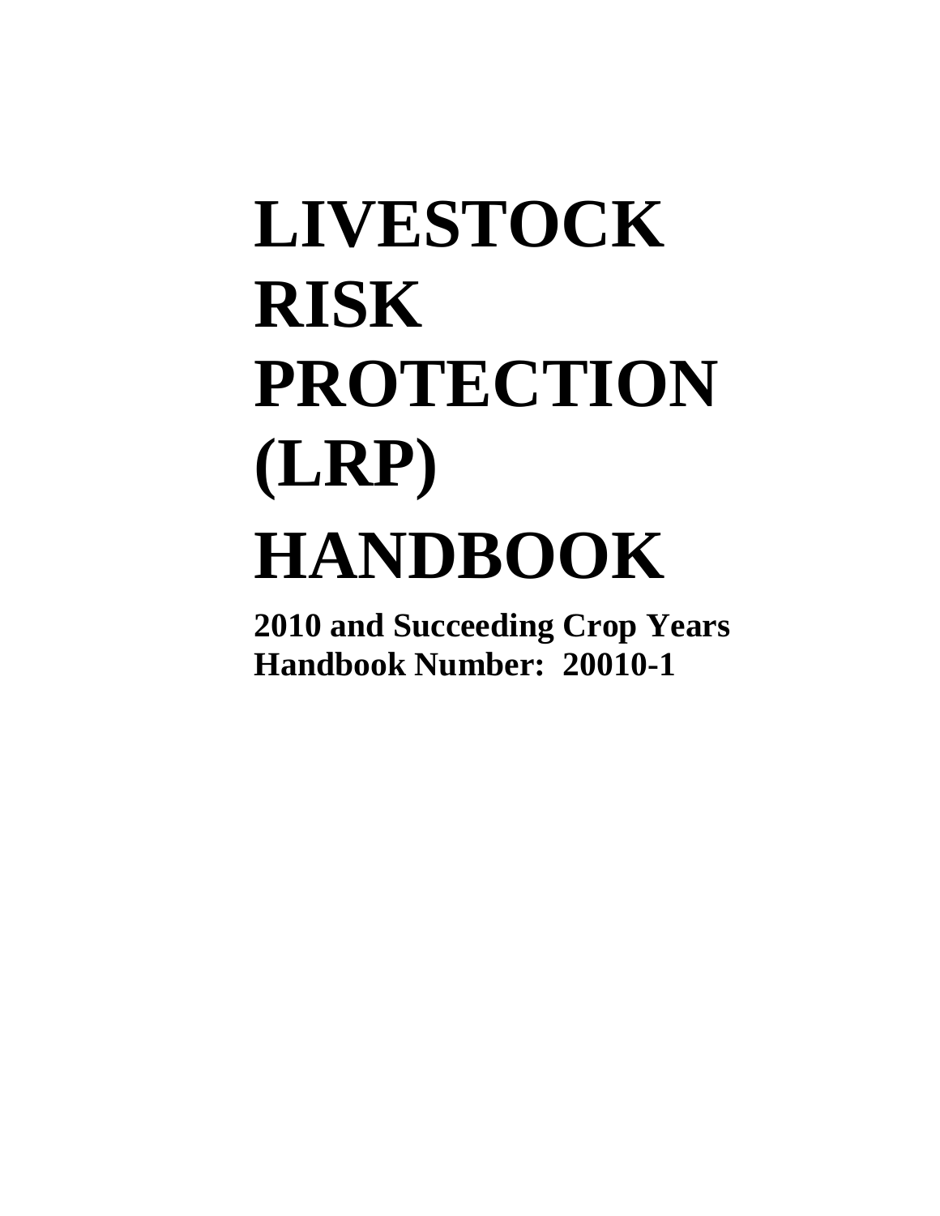# LIVESTOCK RISK PROTECTION (LRP) HANDBOOK

**2010 and Succeeding Crop Years**
**Handbook Number: 20010-1**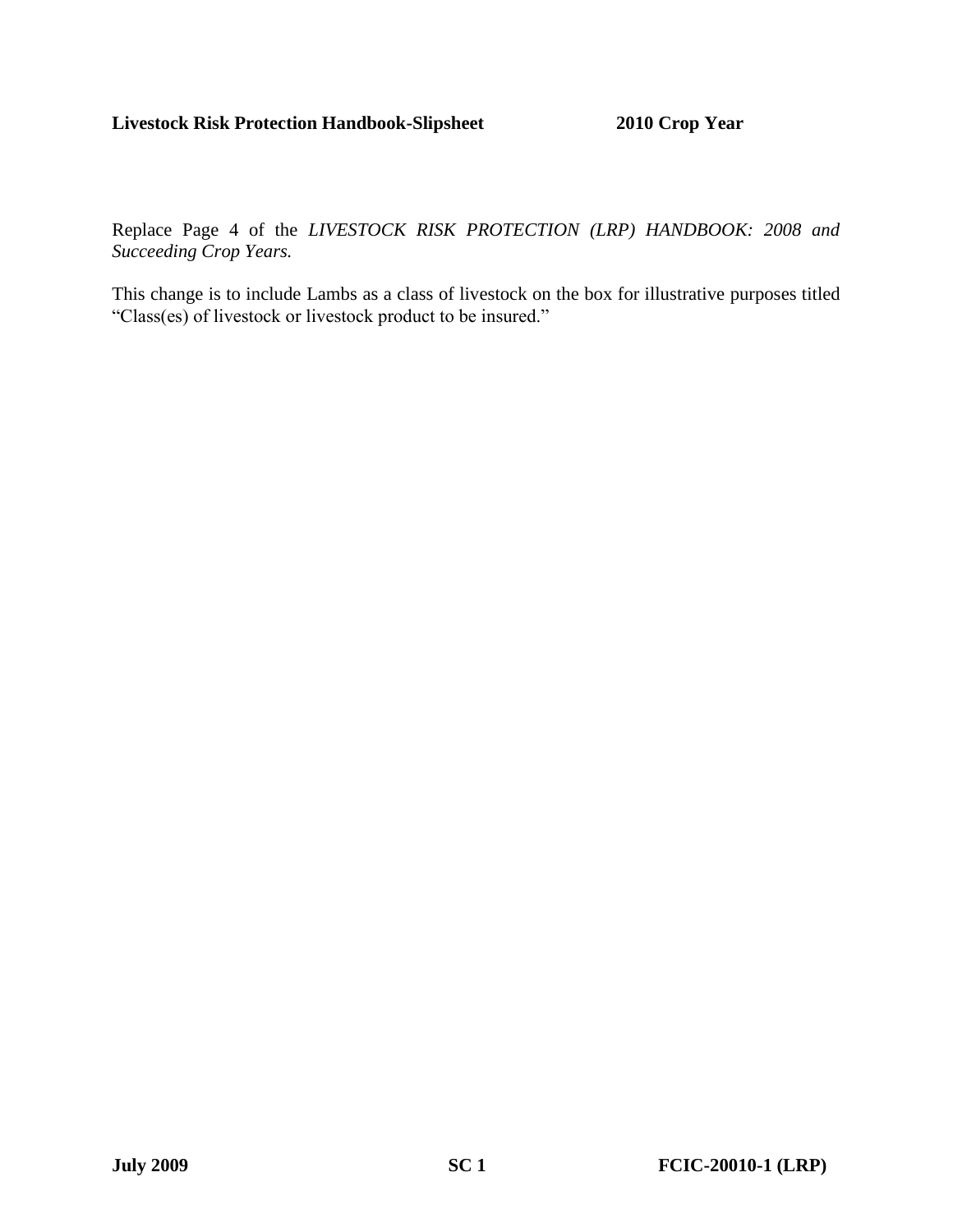**Livestock Risk Protection Handbook-Slipsheet** **2010 Crop Year**

Replace Page 4 of the *LIVESTOCK RISK PROTECTION (LRP) HANDBOOK: 2008 and Succeeding Crop Years.*

This change is to include Lambs as a class of livestock on the box for illustrative purposes titled "Class(es) of livestock or livestock product to be insured."

**July 2009** **SC 1** **FCIC-20010-1 (LRP)**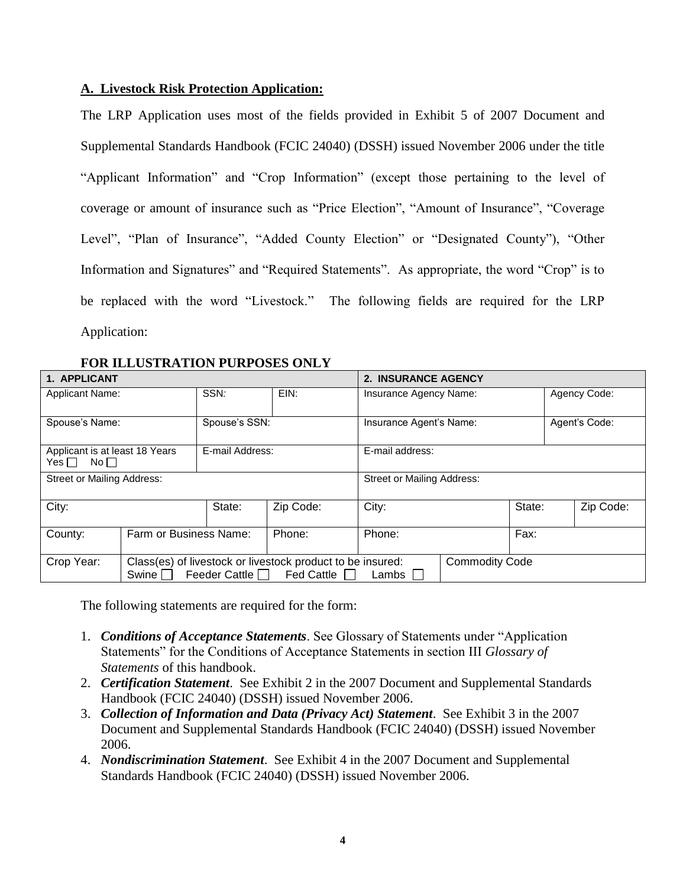## A. Livestock Risk Protection Application:

The LRP Application uses most of the fields provided in Exhibit 5 of 2007 Document and Supplemental Standards Handbook (FCIC 24040) (DSSH) issued November 2006 under the title "Applicant Information" and "Crop Information" (except those pertaining to the level of coverage or amount of insurance such as "Price Election", "Amount of Insurance", "Coverage Level", "Plan of Insurance", "Added County Election" or "Designated County"), "Other Information and Signatures" and "Required Statements". As appropriate, the word "Crop" is to be replaced with the word "Livestock." The following fields are required for the LRP Application:

**FOR ILLUSTRATION PURPOSES ONLY**

| 1. APPLICANT | | | | 2. INSURANCE AGENCY | | |
|---|---|---|---|---|---|---|
| Applicant Name: | | SSN: | EIN: | Insurance Agency Name: | | Agency Code: |
| Spouse's Name: | | Spouse's SSN: | | Insurance Agent's Name: | | Agent's Code: |
| Applicant is at least 18 Years Yes ☐ No ☐ | | E-mail Address: | | E-mail address: | | |
| Street or Mailing Address: | | | | Street or Mailing Address: | | |
| City: | | State: | Zip Code: | City: | State: | Zip Code: |
| County: | Farm or Business Name: | | Phone: | Phone: | Fax: | |
| Crop Year: | Class(es) of livestock or livestock product to be insured: Swine ☐ Feeder Cattle ☐ Fed Cattle ☐ Lambs ☐ | | | | Commodity Code | |

The following statements are required for the form:

1. ***Conditions of Acceptance Statements***. See Glossary of Statements under "Application Statements" for the Conditions of Acceptance Statements in section III *Glossary of Statements* of this handbook.
2. ***Certification Statement***. See Exhibit 2 in the 2007 Document and Supplemental Standards Handbook (FCIC 24040) (DSSH) issued November 2006.
3. ***Collection of Information and Data (Privacy Act) Statement***. See Exhibit 3 in the 2007 Document and Supplemental Standards Handbook (FCIC 24040) (DSSH) issued November 2006.
4. ***Nondiscrimination Statement***. See Exhibit 4 in the 2007 Document and Supplemental Standards Handbook (FCIC 24040) (DSSH) issued November 2006.